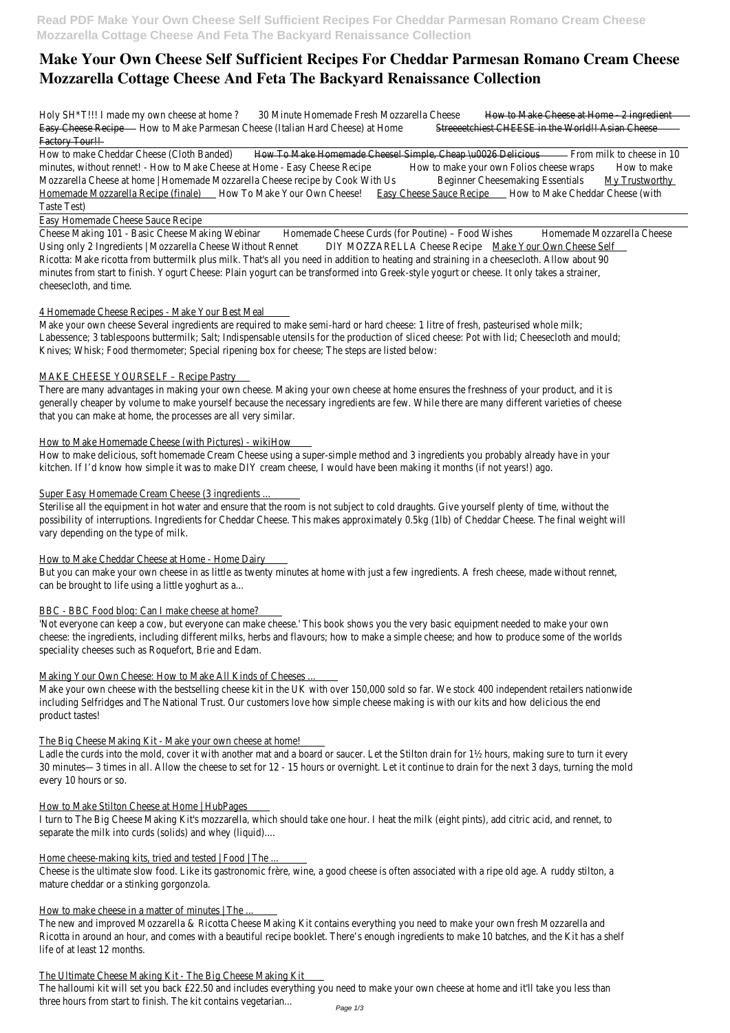# Make Your Own Cheese Self Sufficient Recipes For Cheddar Parmesan Romano Cream Cheese Mozzarella Cottage Cheese And Feta The Backyard Renaissance Collection

Holy SH*T!!! I made my own cheese at home ? 30 Minute Homemade Fresh Mozzarella Cheese ~~How to Make Cheese at Home - 2 ingredient Easy Cheese Recipe~~ How to Make Parmesan Cheese (Italian Hard Cheese) at Home ~~Streeeetchiest CHEESE in the World!! Asian Cheese Factory Tour!!~~

How to make Cheddar Cheese (Cloth Banded) ~~How To Make Homemade Cheese! Simple, Cheap \u0026 Delicious~~ From milk to cheese in 10 minutes, without rennet! - How to Make Cheese at Home - Easy Cheese Recipe How to make your own Folios cheese wraps How to make Mozzarella Cheese at home | Homemade Mozzarella Cheese recipe by Cook With Us Beginner Cheesemaking Essentials My Trustworthy Homemade Mozzarella Recipe (finale) How To Make Your Own Cheese! Easy Cheese Sauce Recipe How to Make Cheddar Cheese (with Taste Test)

Easy Homemade Cheese Sauce Recipe

Cheese Making 101 - Basic Cheese Making Webinar Homemade Cheese Curds (for Poutine) – Food Wishes Homemade Mozzarella Cheese Using only 2 Ingredients | Mozzarella Cheese Without Rennet DIY MOZZARELLA Cheese Recipe Make Your Own Cheese Self
Ricotta: Make ricotta from buttermilk plus milk. That's all you need in addition to heating and straining in a cheesecloth. Allow about 90 minutes from start to finish. Yogurt Cheese: Plain yogurt can be transformed into Greek-style yogurt or cheese. It only takes a strainer, cheesecloth, and time.

4 Homemade Cheese Recipes - Make Your Best Meal

Make your own cheese Several ingredients are required to make semi-hard or hard cheese: 1 litre of fresh, pasteurised whole milk; Labessence; 3 tablespoons buttermilk; Salt; Indispensable utensils for the production of sliced cheese: Pot with lid; Cheesecloth and mould; Knives; Whisk; Food thermometer; Special ripening box for cheese; The steps are listed below:

MAKE CHEESE YOURSELF – Recipe Pastry

There are many advantages in making your own cheese. Making your own cheese at home ensures the freshness of your product, and it is generally cheaper by volume to make yourself because the necessary ingredients are few. While there are many different varieties of cheese that you can make at home, the processes are all very similar.

How to Make Homemade Cheese (with Pictures) - wikiHow

How to make delicious, soft homemade Cream Cheese using a super-simple method and 3 ingredients you probably already have in your kitchen. If I'd know how simple it was to make DIY cream cheese, I would have been making it months (if not years!) ago.

Super Easy Homemade Cream Cheese (3 ingredients ...

Sterilise all the equipment in hot water and ensure that the room is not subject to cold draughts. Give yourself plenty of time, without the possibility of interruptions. Ingredients for Cheddar Cheese. This makes approximately 0.5kg (1lb) of Cheddar Cheese. The final weight will vary depending on the type of milk.

How to Make Cheddar Cheese at Home - Home Dairy

But you can make your own cheese in as little as twenty minutes at home with just a few ingredients. A fresh cheese, made without rennet, can be brought to life using a little yoghurt as a...

BBC - BBC Food blog: Can I make cheese at home?

'Not everyone can keep a cow, but everyone can make cheese.' This book shows you the very basic equipment needed to make your own cheese: the ingredients, including different milks, herbs and flavours; how to make a simple cheese; and how to produce some of the worlds speciality cheeses such as Roquefort, Brie and Edam.

Making Your Own Cheese: How to Make All Kinds of Cheeses ...

Make your own cheese with the bestselling cheese kit in the UK with over 150,000 sold so far. We stock 400 independent retailers nationwide including Selfridges and The National Trust. Our customers love how simple cheese making is with our kits and how delicious the end product tastes!

The Big Cheese Making Kit - Make your own cheese at home!

Ladle the curds into the mold, cover it with another mat and a board or saucer. Let the Stilton drain for 1½ hours, making sure to turn it every 30 minutes—3 times in all. Allow the cheese to set for 12 - 15 hours or overnight. Let it continue to drain for the next 3 days, turning the mold every 10 hours or so.

How to Make Stilton Cheese at Home | HubPages

I turn to The Big Cheese Making Kit's mozzarella, which should take one hour. I heat the milk (eight pints), add citric acid, and rennet, to separate the milk into curds (solids) and whey (liquid)....

Home cheese-making kits, tried and tested | Food | The ...

Cheese is the ultimate slow food. Like its gastronomic frère, wine, a good cheese is often associated with a ripe old age. A ruddy stilton, a mature cheddar or a stinking gorgonzola.

How to make cheese in a matter of minutes | The ...

The new and improved Mozzarella & Ricotta Cheese Making Kit contains everything you need to make your own fresh Mozzarella and Ricotta in around an hour, and comes with a beautiful recipe booklet. There's enough ingredients to make 10 batches, and the Kit has a shelf life of at least 12 months.

The Ultimate Cheese Making Kit - The Big Cheese Making Kit

The halloumi kit will set you back £22.50 and includes everything you need to make your own cheese at home and it'll take you less than three hours from start to finish. The kit contains vegetarian...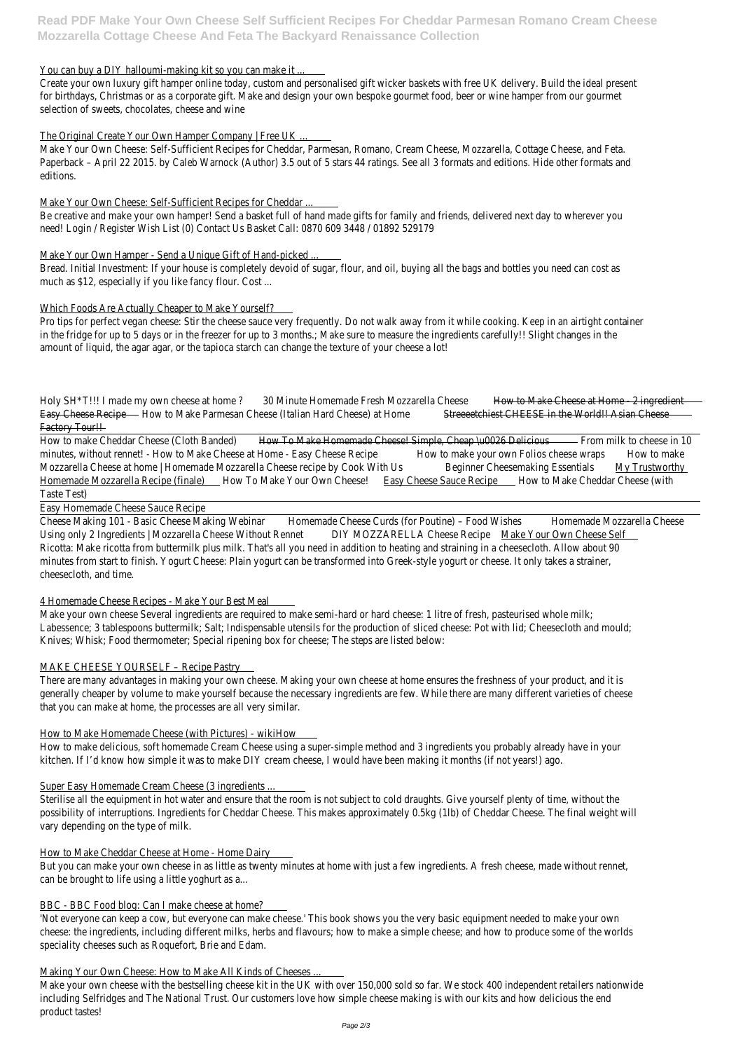You can buy a DIY halloumi-making kit so you can make it ...

Create your own luxury gift hamper online today, custom and personalised gift wicker baskets with free UK delivery. Build the ideal present for birthdays, Christmas or as a corporate gift. Make and design your own bespoke gourmet food, beer or wine hamper from our gourmet selection of sweets, chocolates, cheese and wine

The Original Create Your Own Hamper Company | Free UK ...

Make Your Own Cheese: Self-Sufficient Recipes for Cheddar, Parmesan, Romano, Cream Cheese, Mozzarella, Cottage Cheese, and Feta. Paperback – April 22 2015. by Caleb Warnock (Author) 3.5 out of 5 stars 44 ratings. See all 3 formats and editions. Hide other formats and editions.

Make Your Own Cheese: Self-Sufficient Recipes for Cheddar ...

Be creative and make your own hamper! Send a basket full of hand made gifts for family and friends, delivered next day to wherever you need! Login / Register Wish List (0) Contact Us Basket Call: 0870 609 3448 / 01892 529179

Make Your Own Hamper - Send a Unique Gift of Hand-picked ...

Bread. Initial Investment: If your house is completely devoid of sugar, flour, and oil, buying all the bags and bottles you need can cost as much as $12, especially if you like fancy flour. Cost ...

Which Foods Are Actually Cheaper to Make Yourself?

Pro tips for perfect vegan cheese: Stir the cheese sauce very frequently. Do not walk away from it while cooking. Keep in an airtight container in the fridge for up to 5 days or in the freezer for up to 3 months.; Make sure to measure the ingredients carefully!! Slight changes in the amount of liquid, the agar agar, or the tapioca starch can change the texture of your cheese a lot!

Holy SH*T!!! I made my own cheese at home ? 30 Minute Homemade Fresh Mozzarella Cheese How to Make Cheese at Home - 2 ingredient Easy Cheese Recipe How to Make Parmesan Cheese (Italian Hard Cheese) at Home Streeeetchiest CHEESE in the World!! Asian Cheese Factory Tour!!

How to make Cheddar Cheese (Cloth Banded) How To Make Homemade Cheese! Simple, Cheap \u0026 Delicious From milk to cheese in 10 minutes, without rennet! - How to Make Cheese at Home - Easy Cheese Recipe How to make your own Folios cheese wraps How to make Mozzarella Cheese at home | Homemade Mozzarella Cheese recipe by Cook With Us Beginner Cheesemaking Essentials My Trustworthy Homemade Mozzarella Recipe (finale) How To Make Your Own Cheese! Easy Cheese Sauce Recipe How to Make Cheddar Cheese (with Taste Test)

Easy Homemade Cheese Sauce Recipe

Cheese Making 101 - Basic Cheese Making Webinar Homemade Cheese Curds (for Poutine) – Food Wishes Homemade Mozzarella Cheese Using only 2 Ingredients | Mozzarella Cheese Without Rennet DIY MOZZARELLA Cheese Recipe Make Your Own Cheese Self
Ricotta: Make ricotta from buttermilk plus milk. That's all you need in addition to heating and straining in a cheesecloth. Allow about 90 minutes from start to finish. Yogurt Cheese: Plain yogurt can be transformed into Greek-style yogurt or cheese. It only takes a strainer, cheesecloth, and time.

4 Homemade Cheese Recipes - Make Your Best Meal

Make your own cheese Several ingredients are required to make semi-hard or hard cheese: 1 litre of fresh, pasteurised whole milk; Labessence; 3 tablespoons buttermilk; Salt; Indispensable utensils for the production of sliced cheese: Pot with lid; Cheesecloth and mould; Knives; Whisk; Food thermometer; Special ripening box for cheese; The steps are listed below:

MAKE CHEESE YOURSELF – Recipe Pastry

There are many advantages in making your own cheese. Making your own cheese at home ensures the freshness of your product, and it is generally cheaper by volume to make yourself because the necessary ingredients are few. While there are many different varieties of cheese that you can make at home, the processes are all very similar.

How to Make Homemade Cheese (with Pictures) - wikiHow

How to make delicious, soft homemade Cream Cheese using a super-simple method and 3 ingredients you probably already have in your kitchen. If I'd know how simple it was to make DIY cream cheese, I would have been making it months (if not years!) ago.

Super Easy Homemade Cream Cheese (3 ingredients ...

Sterilise all the equipment in hot water and ensure that the room is not subject to cold draughts. Give yourself plenty of time, without the possibility of interruptions. Ingredients for Cheddar Cheese. This makes approximately 0.5kg (1lb) of Cheddar Cheese. The final weight will vary depending on the type of milk.

How to Make Cheddar Cheese at Home - Home Dairy

But you can make your own cheese in as little as twenty minutes at home with just a few ingredients. A fresh cheese, made without rennet, can be brought to life using a little yoghurt as a...

BBC - BBC Food blog: Can I make cheese at home?

'Not everyone can keep a cow, but everyone can make cheese.' This book shows you the very basic equipment needed to make your own cheese: the ingredients, including different milks, herbs and flavours; how to make a simple cheese; and how to produce some of the worlds speciality cheeses such as Roquefort, Brie and Edam.

Making Your Own Cheese: How to Make All Kinds of Cheeses ...

Make your own cheese with the bestselling cheese kit in the UK with over 150,000 sold so far. We stock 400 independent retailers nationwide including Selfridges and The National Trust. Our customers love how simple cheese making is with our kits and how delicious the end product tastes!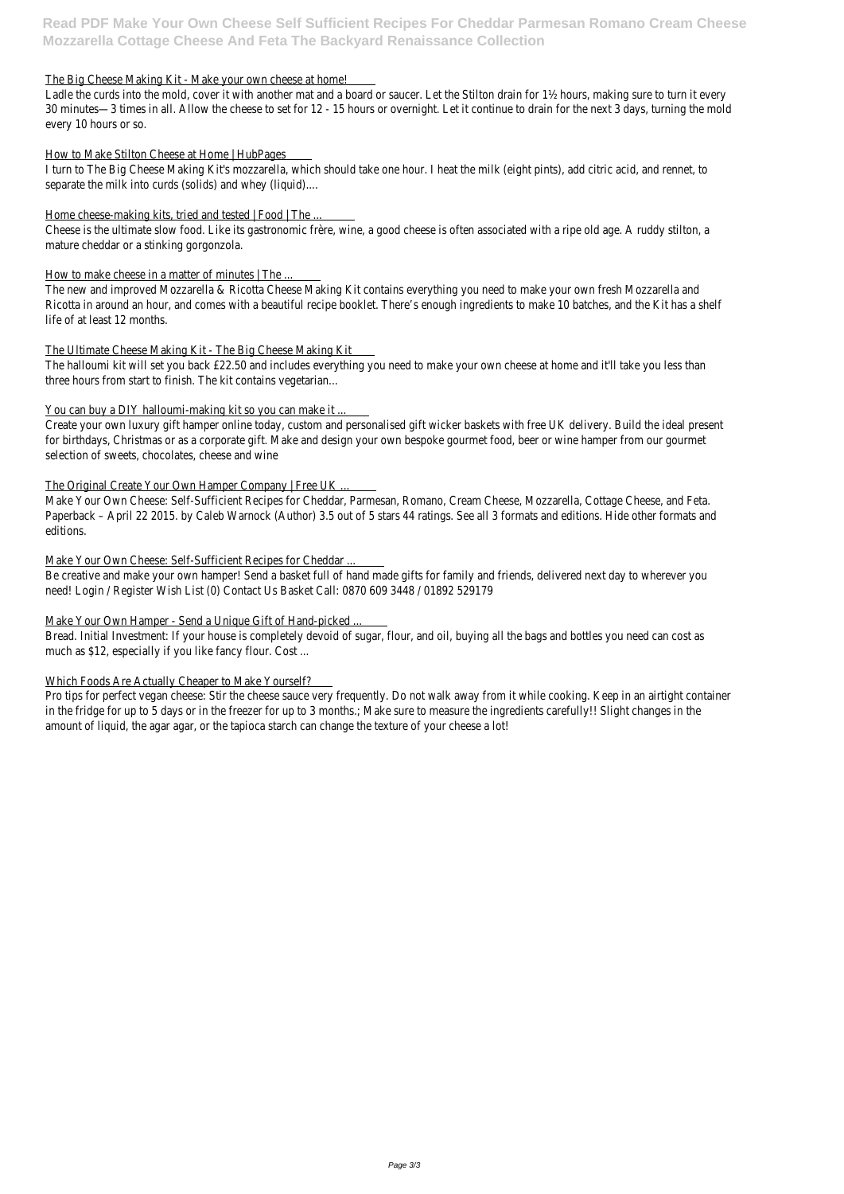The Big Cheese Making Kit - Make your own cheese at home!

Ladle the curds into the mold, cover it with another mat and a board or saucer. Let the Stilton drain for 1½ hours, making sure to turn it every 30 minutes—3 times in all. Allow the cheese to set for 12 - 15 hours or overnight. Let it continue to drain for the next 3 days, turning the mold every 10 hours or so.

How to Make Stilton Cheese at Home | HubPages

I turn to The Big Cheese Making Kit's mozzarella, which should take one hour. I heat the milk (eight pints), add citric acid, and rennet, to separate the milk into curds (solids) and whey (liquid)....

Home cheese-making kits, tried and tested | Food | The ...

Cheese is the ultimate slow food. Like its gastronomic frère, wine, a good cheese is often associated with a ripe old age. A ruddy stilton, a mature cheddar or a stinking gorgonzola.

How to make cheese in a matter of minutes | The ...

The new and improved Mozzarella & Ricotta Cheese Making Kit contains everything you need to make your own fresh Mozzarella and Ricotta in around an hour, and comes with a beautiful recipe booklet. There's enough ingredients to make 10 batches, and the Kit has a shelf life of at least 12 months.

The Ultimate Cheese Making Kit - The Big Cheese Making Kit

The halloumi kit will set you back £22.50 and includes everything you need to make your own cheese at home and it'll take you less than three hours from start to finish. The kit contains vegetarian...

You can buy a DIY halloumi-making kit so you can make it ...

Create your own luxury gift hamper online today, custom and personalised gift wicker baskets with free UK delivery. Build the ideal present for birthdays, Christmas or as a corporate gift. Make and design your own bespoke gourmet food, beer or wine hamper from our gourmet selection of sweets, chocolates, cheese and wine

The Original Create Your Own Hamper Company | Free UK ...

Make Your Own Cheese: Self-Sufficient Recipes for Cheddar, Parmesan, Romano, Cream Cheese, Mozzarella, Cottage Cheese, and Feta. Paperback – April 22 2015. by Caleb Warnock (Author) 3.5 out of 5 stars 44 ratings. See all 3 formats and editions. Hide other formats and editions.

Make Your Own Cheese: Self-Sufficient Recipes for Cheddar ...

Be creative and make your own hamper! Send a basket full of hand made gifts for family and friends, delivered next day to wherever you need! Login / Register Wish List (0) Contact Us Basket Call: 0870 609 3448 / 01892 529179

Make Your Own Hamper - Send a Unique Gift of Hand-picked ...

Bread. Initial Investment: If your house is completely devoid of sugar, flour, and oil, buying all the bags and bottles you need can cost as much as $12, especially if you like fancy flour. Cost ...

Which Foods Are Actually Cheaper to Make Yourself?

Pro tips for perfect vegan cheese: Stir the cheese sauce very frequently. Do not walk away from it while cooking. Keep in an airtight container in the fridge for up to 5 days or in the freezer for up to 3 months.; Make sure to measure the ingredients carefully!! Slight changes in the amount of liquid, the agar agar, or the tapioca starch can change the texture of your cheese a lot!